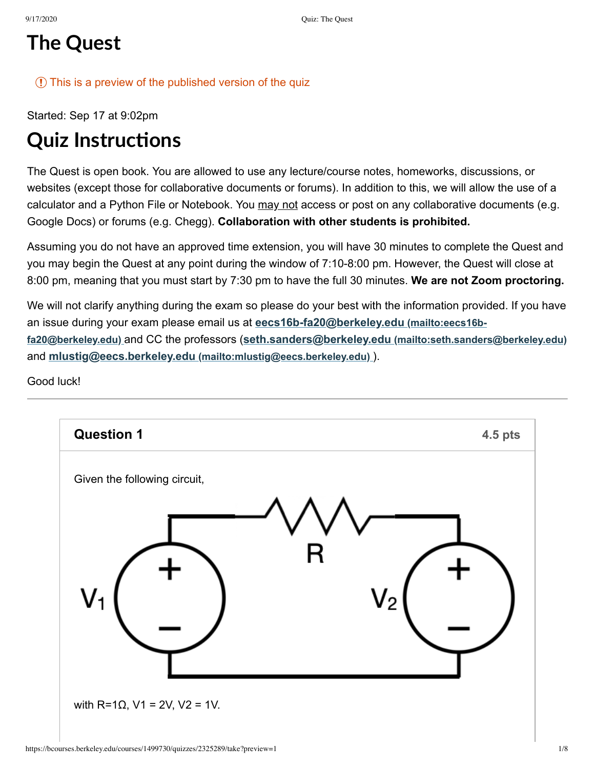# The Quest

This is a preview of the published version of the quiz

Started: Sep 17 at 9:02pm

# Quiz Instructions

The Quest is open book. You are allowed to use any lecture/course notes, homeworks, discussions, or websites (except those for collaborative documents or forums). In addition to this, we will allow the use of a calculator and a Python File or Notebook. You may not access or post on any collaborative documents (e.g. Google Docs) or forums (e.g. Chegg). **Collaboration with other students is prohibited.**

Assuming you do not have an approved time extension, you will have 30 minutes to complete the Quest and you may begin the Quest at any point during the window of 7:10-8:00 pm. However, the Quest will close at 8:00 pm, meaning that you must start by 7:30 pm to have the full 30 minutes. **We are not Zoom proctoring.**

We will not clarify anything during the exam so please do your best with the information provided. If you have an issue during your exam please email us at **eecs16b-fa20@berkeley.edu (mailto:eecs16b-fa20@berkeley.edu)** and CC the professors (**seth.sanders@berkeley.edu (mailto:seth.sanders@berkeley.edu)** and **mlustig@eecs.berkeley.edu (mailto:mlustig@eecs.berkeley.edu)** ).

Good luck!

---

## Question 1

**4.5 pts**

Given the following circuit,

with R=1Ω, V1 = 2V, V2 = 1V.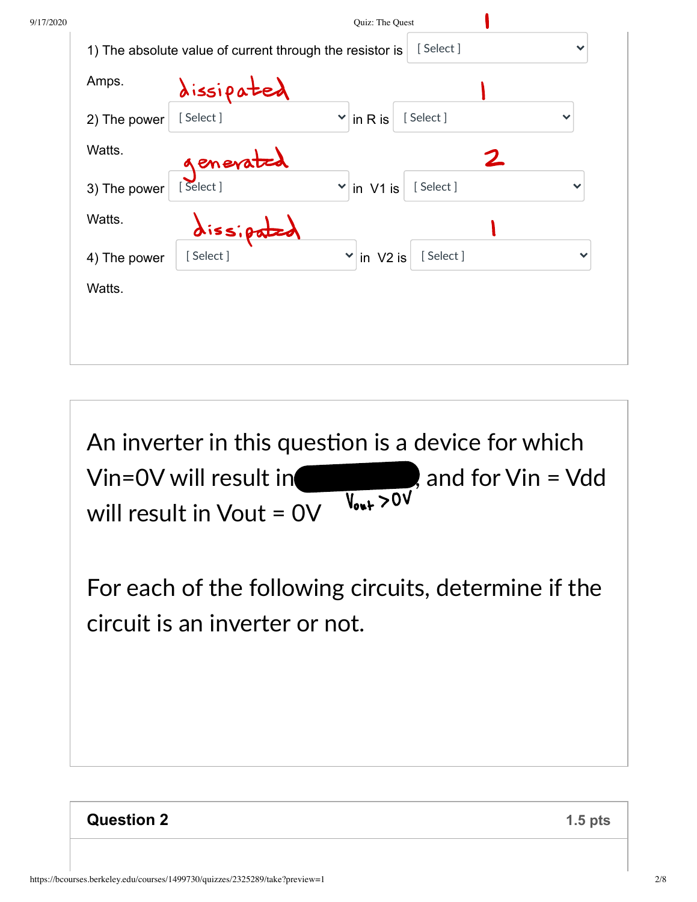1) The absolute value of current through the resistor is [ Select ] 1 Amps.

2) The power [ Select ] dissipated in R is [ Select ] 1 Watts.

3) The power [ Select ] generated in V1 is [ Select ] 2 Watts.

4) The power [ Select ] dissipated in V2 is [ Select ] 1 Watts.

---

An inverter in this question is a device for which Vin=0V will result in $V_{out} > 0V$, and for Vin = Vdd will result in Vout = 0V

For each of the following circuits, determine if the circuit is an inverter or not.

---

**Question 2** **1.5 pts**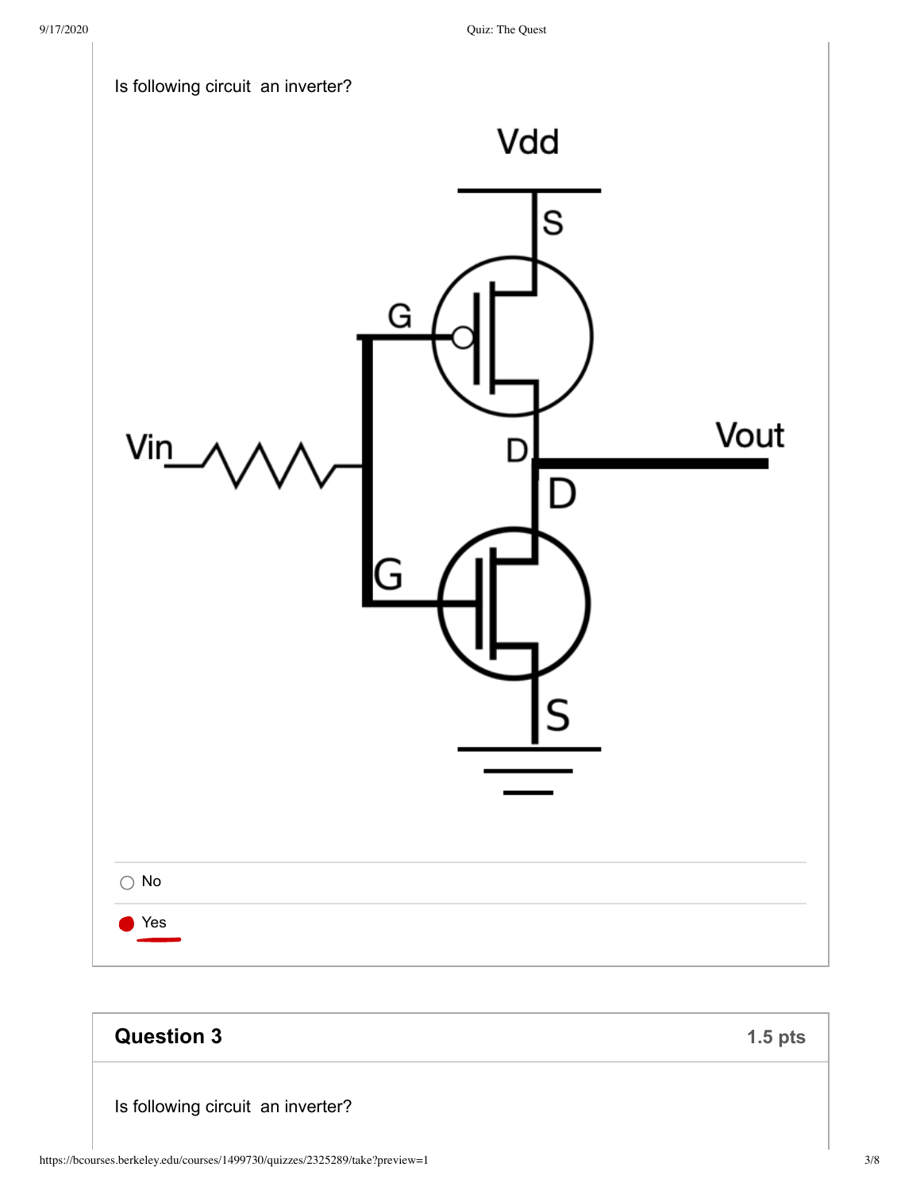Is following circuit  an inverter?

Vdd

S

G

Vin

D

Vout

D

G

S

- ○ No
- ● Yes

## Question 3

**1.5 pts**

Is following circuit  an inverter?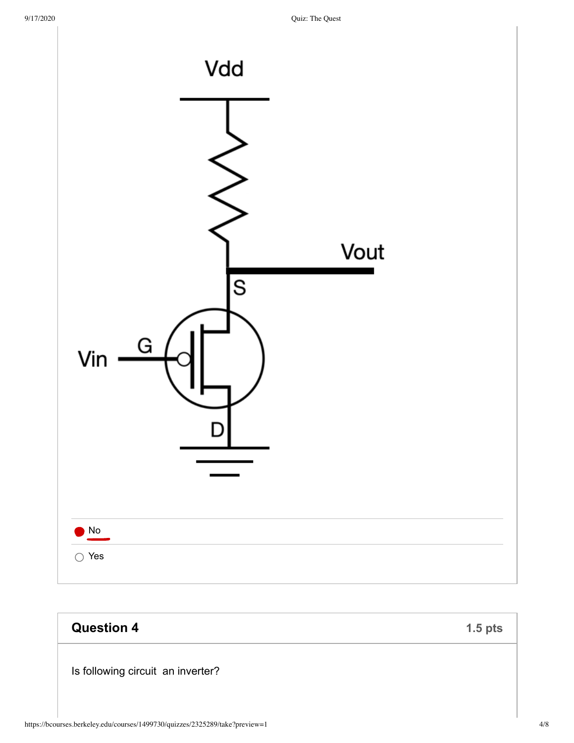Vdd

Vout

S

G

Vin

D

- [x] No
- [ ] Yes

## Question 4

**1.5 pts**

Is following circuit an inverter?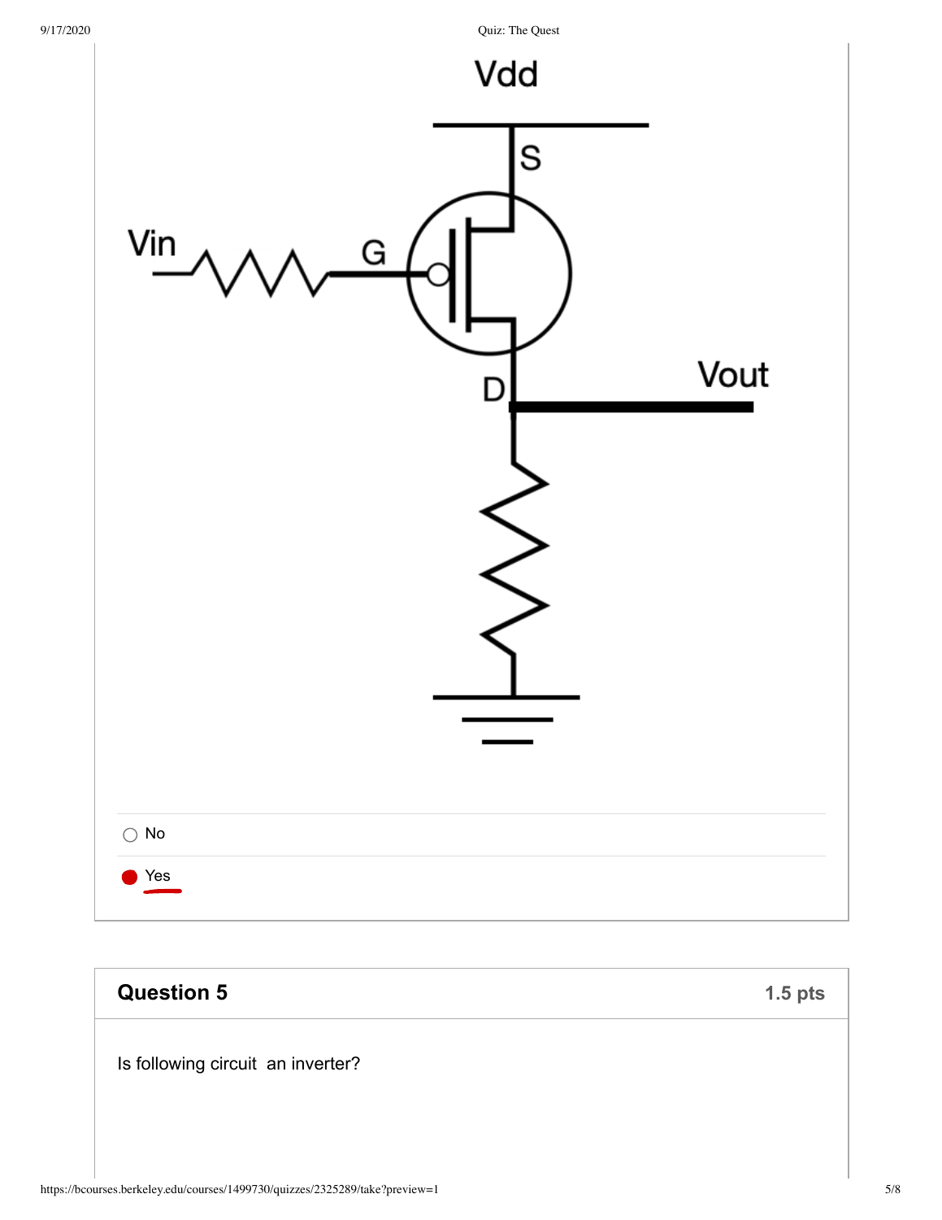Vdd

S

Vin

G

D

Vout

- ○ No
- ● Yes

## Question 5

**1.5 pts**

Is following circuit an inverter?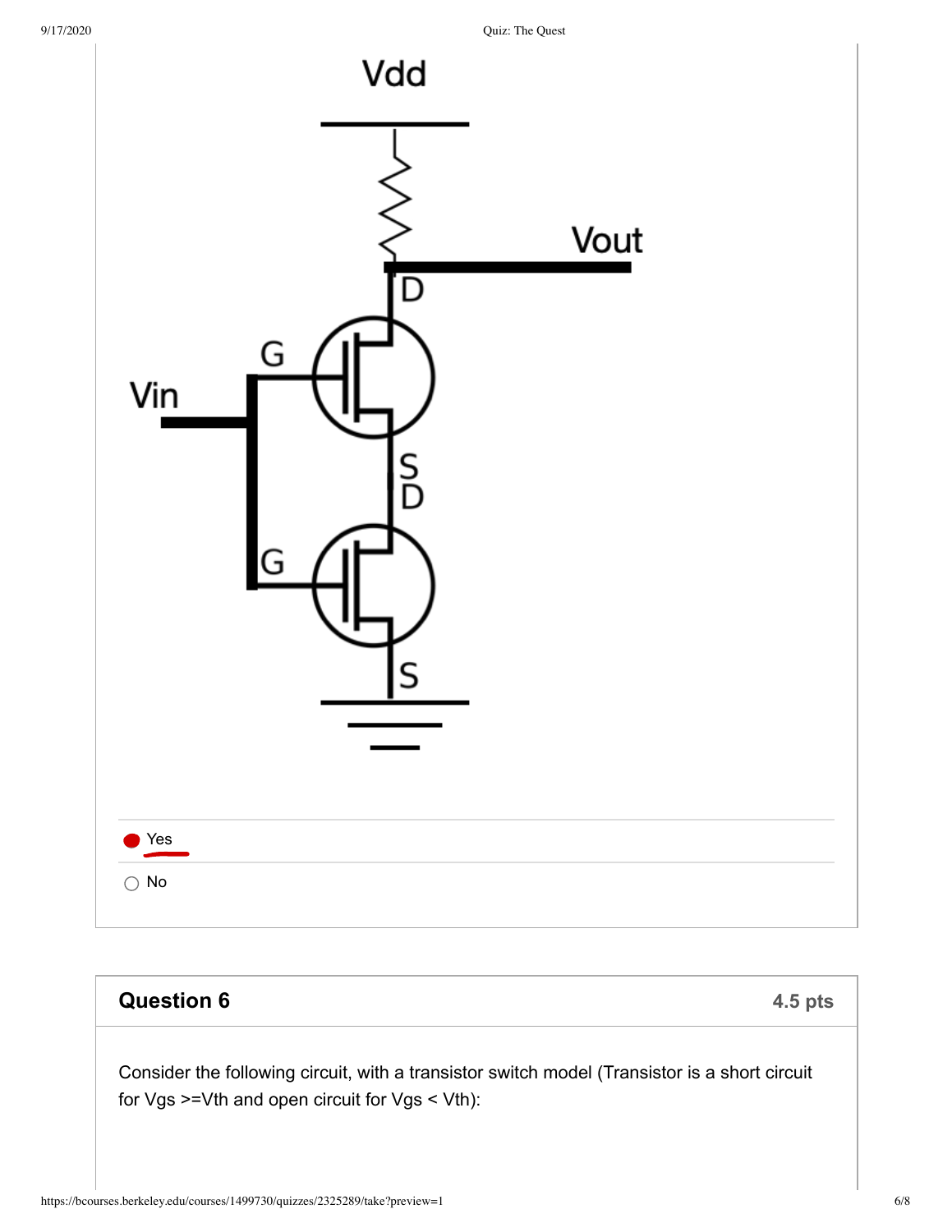Vdd

Vout

D

G

Vin

S

D

G

S

- [x] Yes
- [ ] No

## Question 6

**4.5 pts**

Consider the following circuit, with a transistor switch model (Transistor is a short circuit for Vgs >=Vth and open circuit for Vgs < Vth):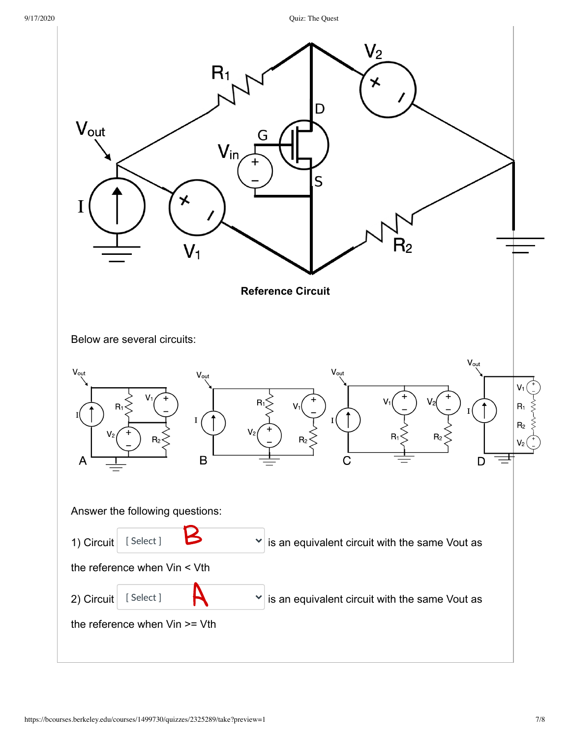**Reference Circuit**

Below are several circuits:

Answer the following questions:

1) Circuit [ Select ] B is an equivalent circuit with the same Vout as the reference when Vin < Vth

2) Circuit [ Select ] A is an equivalent circuit with the same Vout as the reference when Vin >= Vth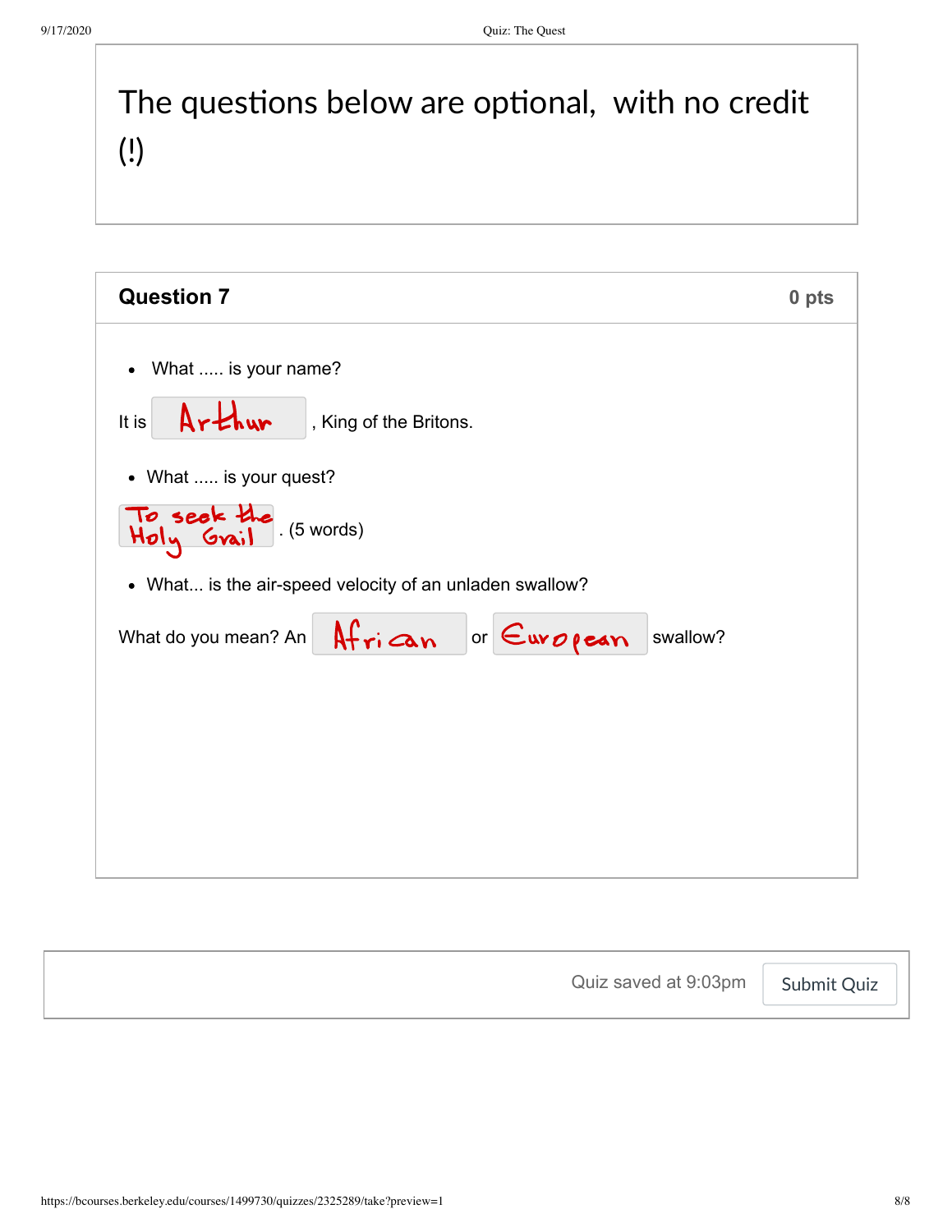# The questions below are optional, with no credit (!)

## Question 7

0 pts

- What ..... is your name?

It is Arthur , King of the Britons.

- What ..... is your quest?

To seek the Holy Grail . (5 words)

- What... is the air-speed velocity of an unladen swallow?

What do you mean? An African or European swallow?

Quiz saved at 9:03pm

Submit Quiz